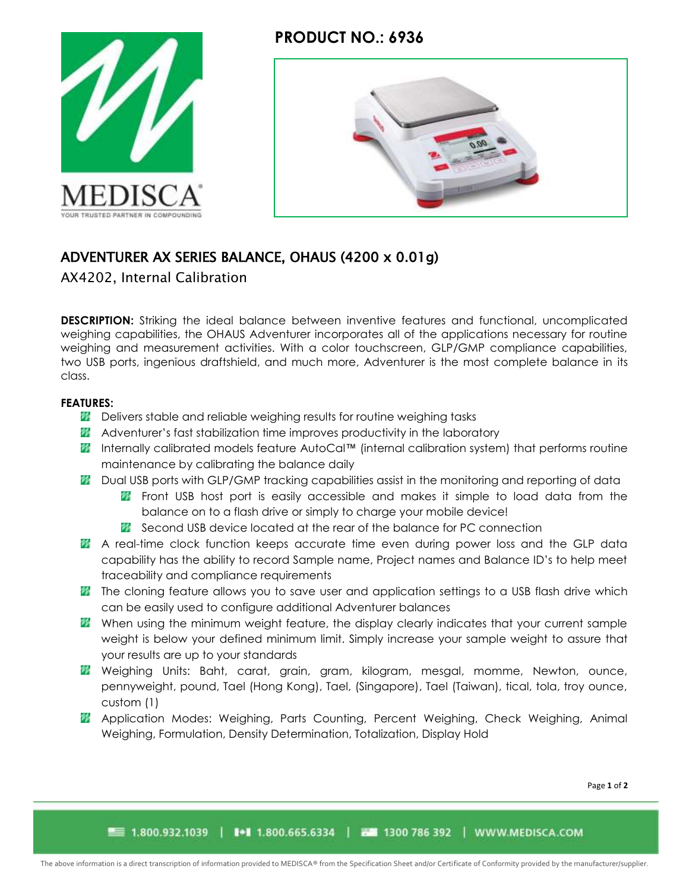**PRODUCT NO.: 6936**

## ADVENTURER AX SERIES BALANCE, OHAUS (4200 x 0.01g)

AX4202, Internal Calibration

**DESCRIPTION:** Striking the ideal balance between inventive features and functional, uncomplicated weighing capabilities, the OHAUS Adventurer incorporates all of the applications necessary for routine weighing and measurement activities. With a color touchscreen, GLP/GMP compliance capabilities, two USB ports, ingenious draftshield, and much more, Adventurer is the most complete balance in its class.

**FEATURES:**

- Delivers stable and reliable weighing results for routine weighing tasks
- Adventurer's fast stabilization time improves productivity in the laboratory
- Internally calibrated models feature AutoCal™ (internal calibration system) that performs routine maintenance by calibrating the balance daily
- Dual USB ports with GLP/GMP tracking capabilities assist in the monitoring and reporting of data
  - Front USB host port is easily accessible and makes it simple to load data from the balance on to a flash drive or simply to charge your mobile device!
  - Second USB device located at the rear of the balance for PC connection
- A real-time clock function keeps accurate time even during power loss and the GLP data capability has the ability to record Sample name, Project names and Balance ID's to help meet traceability and compliance requirements
- The cloning feature allows you to save user and application settings to a USB flash drive which can be easily used to configure additional Adventurer balances
- When using the minimum weight feature, the display clearly indicates that your current sample weight is below your defined minimum limit. Simply increase your sample weight to assure that your results are up to your standards
- Weighing Units: Baht, carat, grain, gram, kilogram, mesgal, momme, Newton, ounce, pennyweight, pound, Tael (Hong Kong), Tael, (Singapore), Tael (Taiwan), tical, tola, troy ounce, custom (1)
- Application Modes: Weighing, Parts Counting, Percent Weighing, Check Weighing, Animal Weighing, Formulation, Density Determination, Totalization, Display Hold

The above information is a direct transcription of information provided to MEDISCA® from the Specification Sheet and/or Certificate of Conformity provided by the manufacturer/supplier.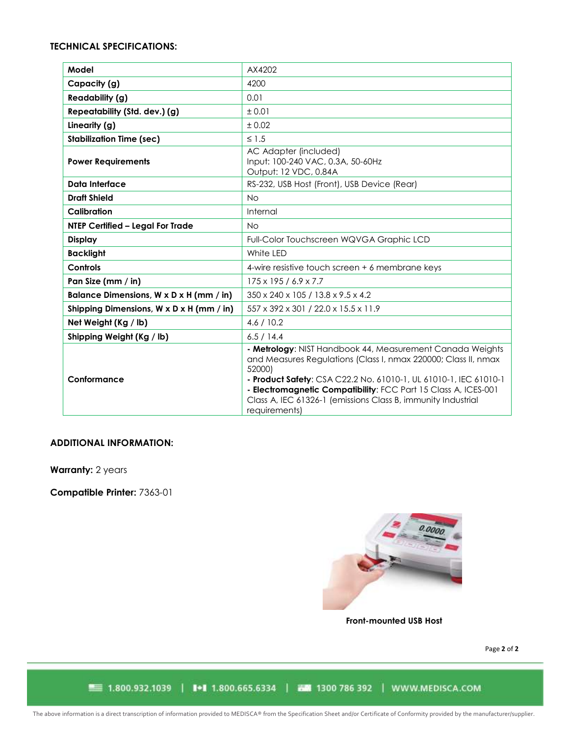## TECHNICAL SPECIFICATIONS:

| | |
|---|---|
| **Model** | AX4202 |
| **Capacity (g)** | 4200 |
| **Readability (g)** | 0.01 |
| **Repeatability (Std. dev.) (g)** | ± 0.01 |
| **Linearity (g)** | ± 0.02 |
| **Stabilization Time (sec)** | ≤ 1.5 |
| **Power Requirements** | AC Adapter (included)<br>Input: 100-240 VAC, 0.3A, 50-60Hz<br>Output: 12 VDC, 0.84A |
| **Data Interface** | RS-232, USB Host (Front), USB Device (Rear) |
| **Draft Shield** | No |
| **Calibration** | Internal |
| **NTEP Certified – Legal For Trade** | No |
| **Display** | Full-Color Touchscreen WQVGA Graphic LCD |
| **Backlight** | White LED |
| **Controls** | 4-wire resistive touch screen + 6 membrane keys |
| **Pan Size (mm / in)** | 175 x 195 / 6.9 x 7.7 |
| **Balance Dimensions, W x D x H (mm / in)** | 350 x 240 x 105 / 13.8 x 9.5 x 4.2 |
| **Shipping Dimensions, W x D x H (mm / in)** | 557 x 392 x 301 / 22.0 x 15.5 x 11.9 |
| **Net Weight (Kg / lb)** | 4.6 / 10.2 |
| **Shipping Weight (Kg / lb)** | 6.5 / 14.4 |
| **Conformance** | - **Metrology**: NIST Handbook 44, Measurement Canada Weights and Measures Regulations (Class I, nmax 220000; Class II, nmax 52000)<br>- **Product Safety**: CSA C22.2 No. 61010-1, UL 61010-1, IEC 61010-1<br>- **Electromagnetic Compatibility**: FCC Part 15 Class A, ICES-001 Class A, IEC 61326-1 (emissions Class B, immunity Industrial requirements) |

## ADDITIONAL INFORMATION:

**Warranty:** 2 years

**Compatible Printer:** 7363-01

**Front-mounted USB Host**

1.800.932.1039 | 1.800.665.6334 | 1300 786 392 | WWW.MEDISCA.COM

The above information is a direct transcription of information provided to MEDISCA® from the Specification Sheet and/or Certificate of Conformity provided by the manufacturer/supplier.